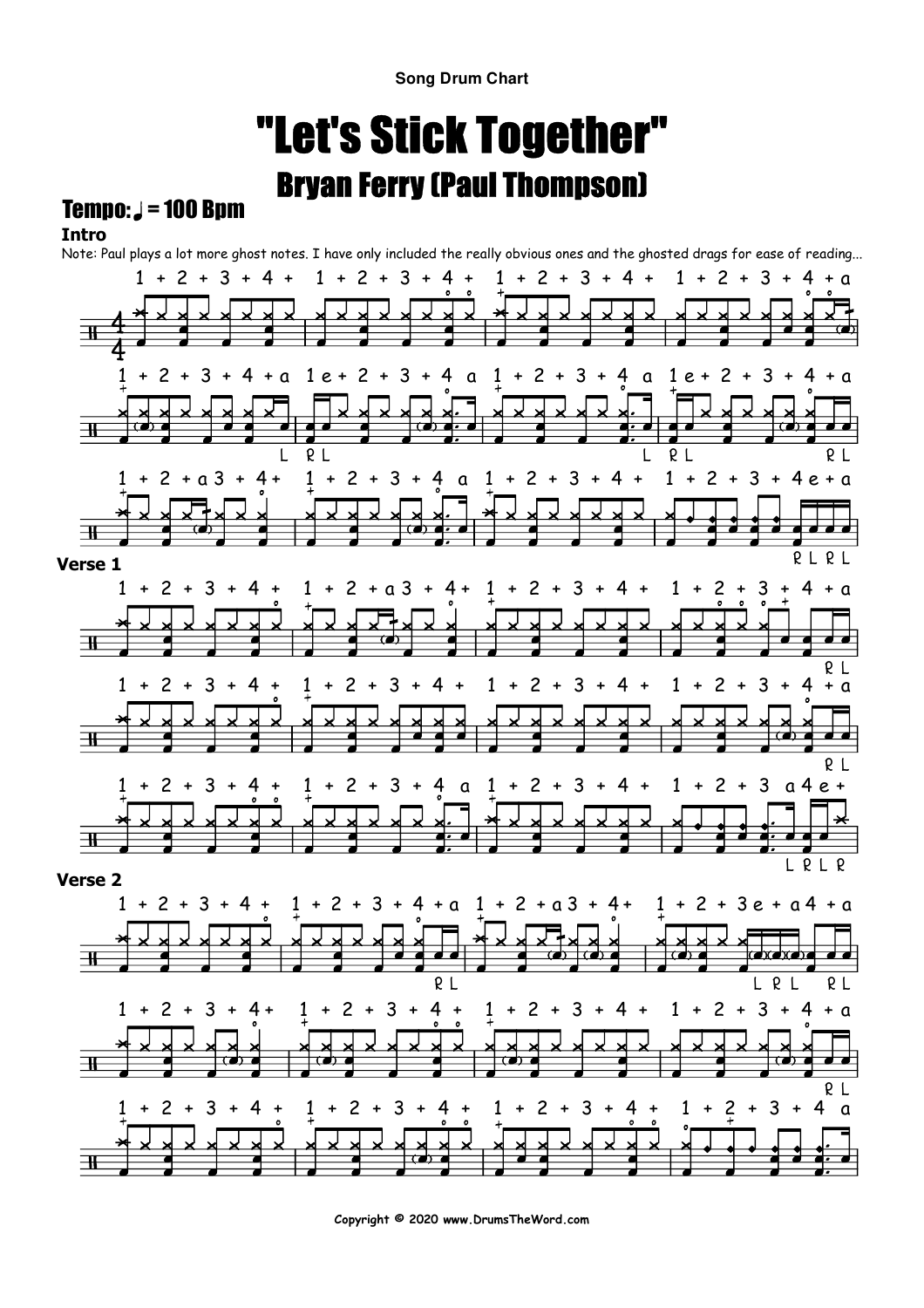Song Drum Chart

# "Let's Stick Together"

## Bryan Ferry (Paul Thompson)

**Tempo: ♩ = 100 Bpm**

**Intro**

Note: Paul plays a lot more ghost notes. I have only included the really obvious ones and the ghosted drags for ease of reading...

**Verse 1**

**Verse 2**

Copyright © 2020 www.DrumsTheWord.com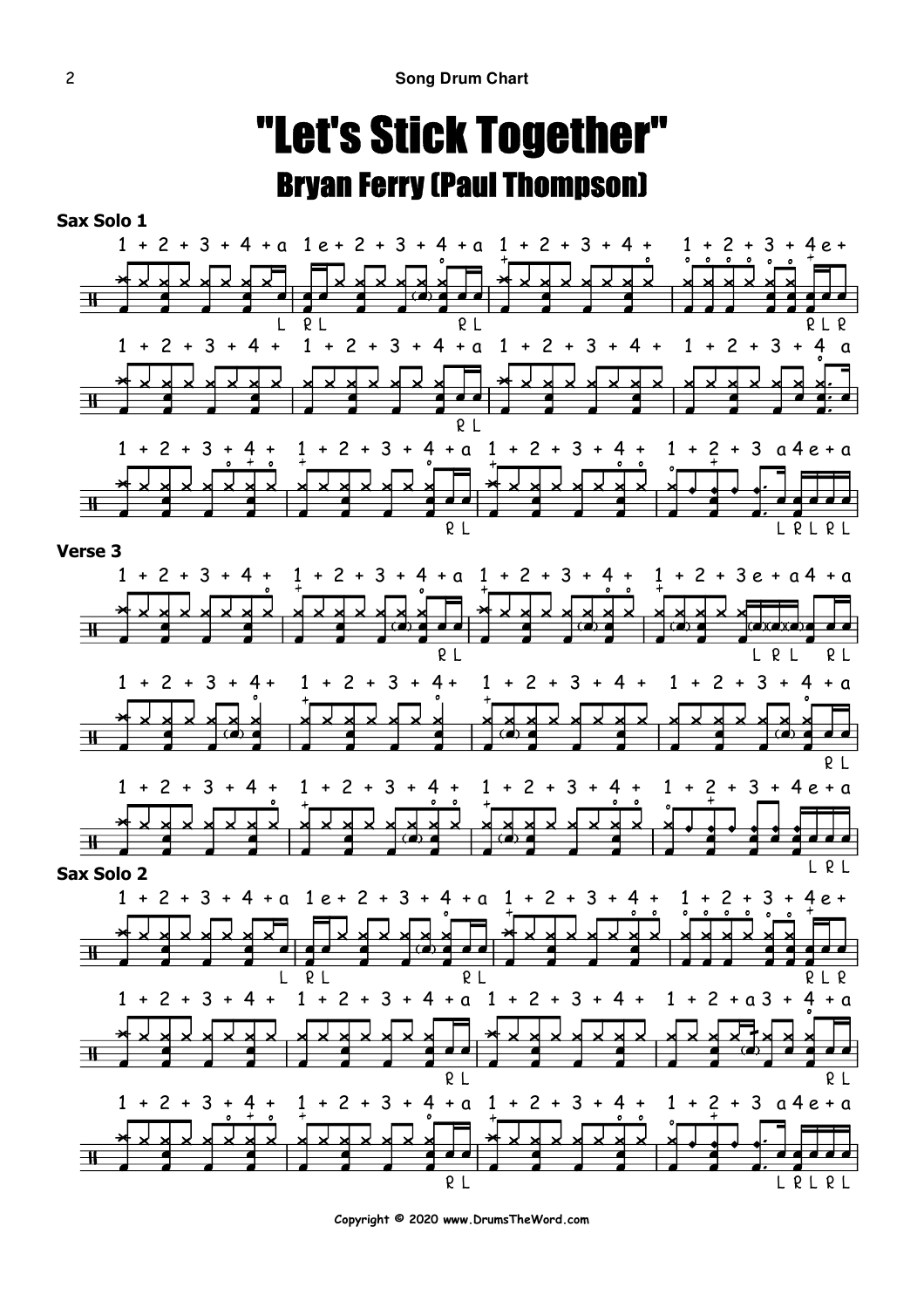# "Let's Stick Together"

## Bryan Ferry (Paul Thompson)

**Sax Solo 1**

**Verse 3**

**Sax Solo 2**

Copyright © 2020 www.DrumsTheWord.com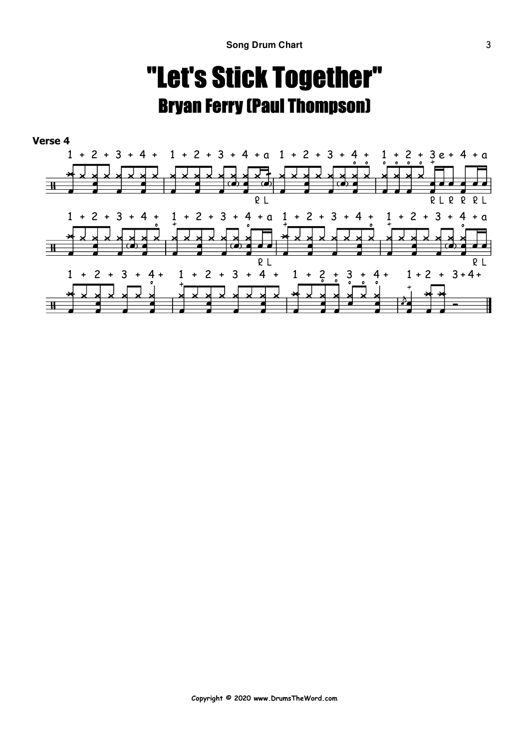# "Let's Stick Together"

## Bryan Ferry (Paul Thompson)

**Verse 4**